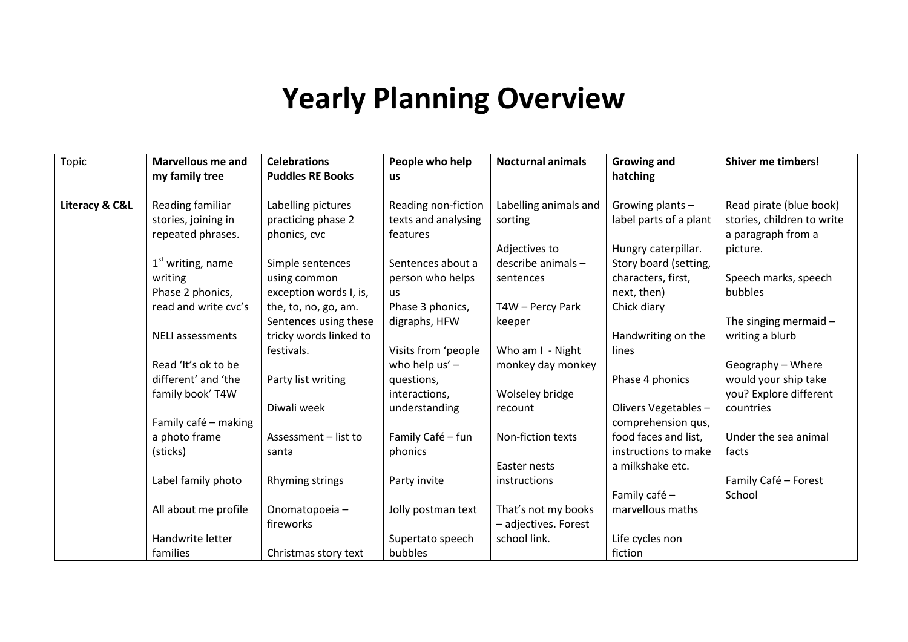# Yearly Planning Overview

| Topic | **Marvellous me and my family tree** | **Celebrations Puddles RE Books** | **People who help us** | **Nocturnal animals** | **Growing and hatching** | **Shiver me timbers!** |
|---|---|---|---|---|---|---|
| **Literacy & C&L** | Reading familiar stories, joining in repeated phrases.<br><br>1st writing, name writing<br>Phase 2 phonics, read and write cvc's<br><br>NELI assessments<br><br>Read 'It's ok to be different' and 'the family book' T4W<br><br>Family café – making a photo frame (sticks)<br><br>Label family photo<br><br>All about me profile<br><br>Handwrite letter families | Labelling pictures practicing phase 2 phonics, cvc<br><br>Simple sentences using common exception words I, is, the, to, no, go, am. Sentences using these tricky words linked to festivals.<br><br>Party list writing<br><br>Diwali week<br><br>Assessment – list to santa<br><br>Rhyming strings<br><br>Onomatopoeia – fireworks<br><br>Christmas story text | Reading non-fiction texts and analysing features<br><br>Sentences about a person who helps us<br>Phase 3 phonics, digraphs, HFW<br><br>Visits from 'people who help us' – questions, interactions, understanding<br><br>Family Café – fun phonics<br><br>Party invite<br><br>Jolly postman text<br><br>Supertato speech bubbles | Labelling animals and sorting<br><br>Adjectives to describe animals – sentences<br><br>T4W – Percy Park keeper<br><br>Who am I - Night monkey day monkey<br><br>Wolseley bridge recount<br><br>Non-fiction texts<br><br>Easter nests instructions<br><br>That's not my books – adjectives. Forest school link. | Growing plants – label parts of a plant<br><br>Hungry caterpillar. Story board (setting, characters, first, next, then)<br>Chick diary<br><br>Handwriting on the lines<br><br>Phase 4 phonics<br><br>Olivers Vegetables – comprehension qus, food faces and list, instructions to make a milkshake etc.<br><br>Family café – marvellous maths<br><br>Life cycles non fiction | Read pirate (blue book) stories, children to write a paragraph from a picture.<br><br>Speech marks, speech bubbles<br><br>The singing mermaid – writing a blurb<br><br>Geography – Where would your ship take you? Explore different countries<br><br>Under the sea animal facts<br><br>Family Café – Forest School |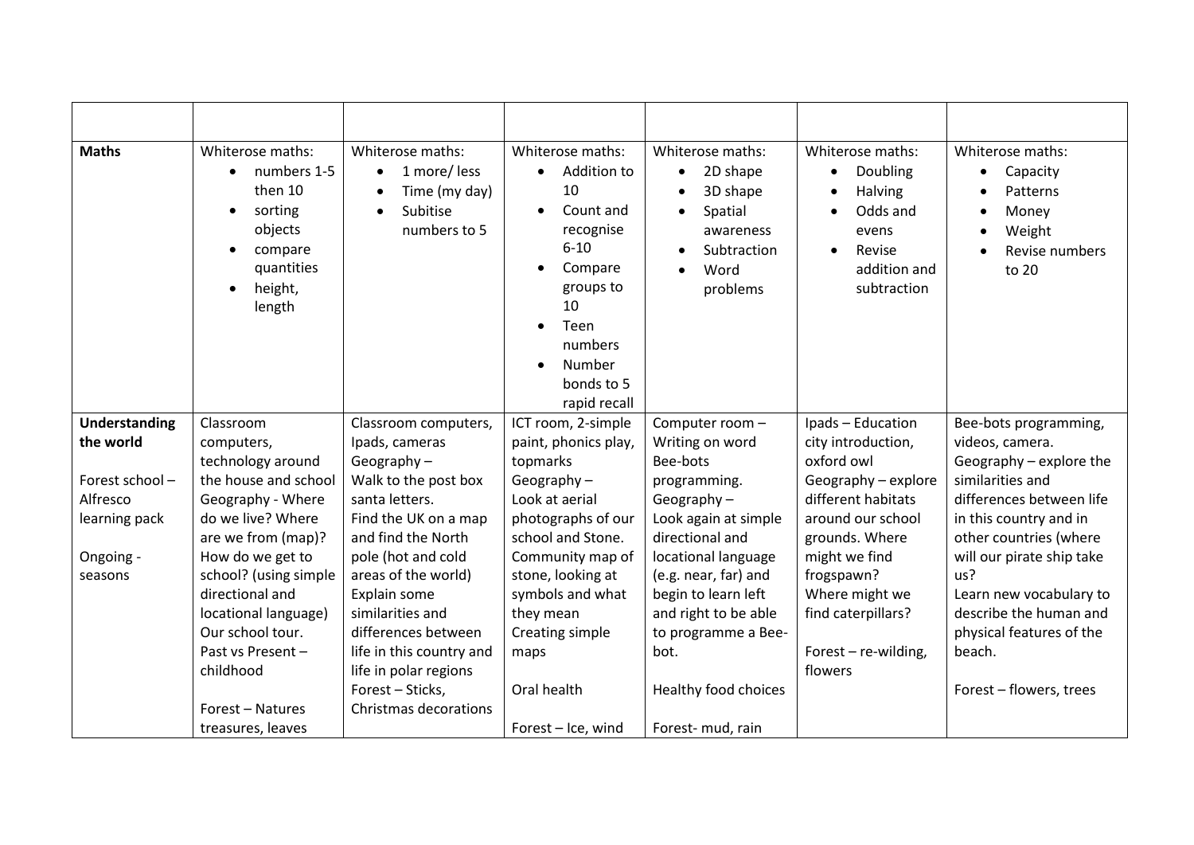| | | | | | | |
|---|---|---|---|---|---|---|
| **Maths** | Whiterose maths:<br>• numbers 1-5 then 10<br>• sorting objects<br>• compare quantities<br>• height, length | Whiterose maths:<br>• 1 more/ less<br>• Time (my day)<br>• Subitise numbers to 5 | Whiterose maths:<br>• Addition to 10<br>• Count and recognise 6-10<br>• Compare groups to 10<br>• Teen numbers<br>• Number bonds to 5 rapid recall | Whiterose maths:<br>• 2D shape<br>• 3D shape<br>• Spatial awareness<br>• Subtraction<br>• Word problems | Whiterose maths:<br>• Doubling<br>• Halving<br>• Odds and evens<br>• Revise addition and subtraction | Whiterose maths:<br>• Capacity<br>• Patterns<br>• Money<br>• Weight<br>• Revise numbers to 20 |
| **Understanding the world**<br><br>Forest school – Alfresco learning pack<br><br>Ongoing - seasons | Classroom computers, technology around the house and school<br>Geography - Where do we live? Where are we from (map)? How do we get to school? (using simple directional and locational language) Our school tour.<br>Past vs Present – childhood<br><br>Forest – Natures treasures, leaves | Classroom computers, Ipads, cameras<br>Geography – Walk to the post box santa letters. Find the UK on a map and find the North pole (hot and cold areas of the world) Explain some similarities and differences between life in this country and life in polar regions<br>Forest – Sticks, Christmas decorations | ICT room, 2-simple paint, phonics play, topmarks<br>Geography – Look at aerial photographs of our school and Stone. Community map of stone, looking at symbols and what they mean Creating simple maps<br><br>Oral health<br><br>Forest – Ice, wind | Computer room – Writing on word Bee-bots programming.<br>Geography – Look again at simple directional and locational language (e.g. near, far) and begin to learn left and right to be able to programme a Bee-bot.<br><br>Healthy food choices<br><br>Forest- mud, rain | Ipads – Education city introduction, oxford owl<br>Geography – explore different habitats around our school grounds. Where might we find frogspawn? Where might we find caterpillars?<br><br>Forest – re-wilding, flowers | Bee-bots programming, videos, camera.<br>Geography – explore the similarities and differences between life in this country and in other countries (where will our pirate ship take us?<br>Learn new vocabulary to describe the human and physical features of the beach.<br><br>Forest – flowers, trees |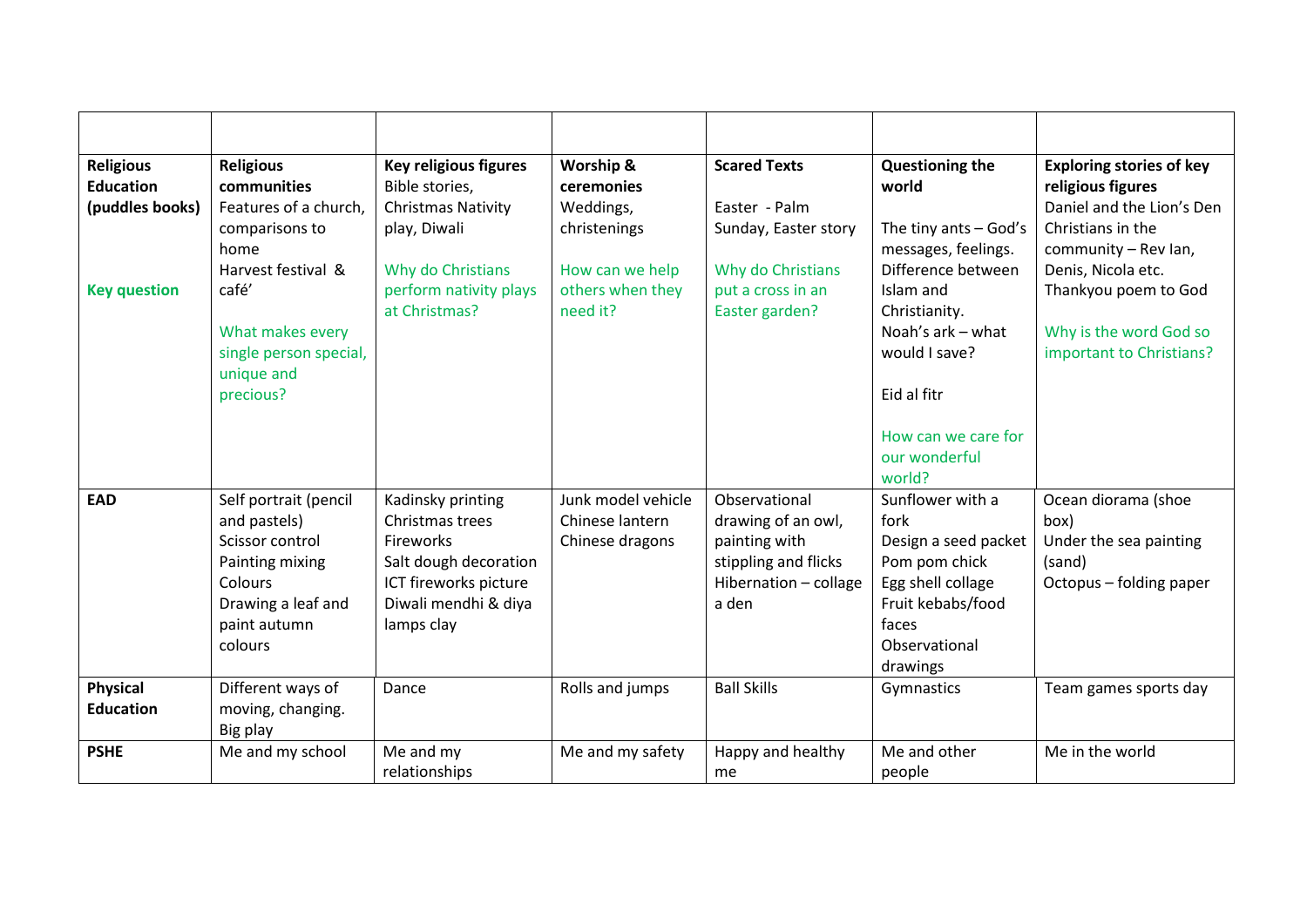| | | | | | | |
|---|---|---|---|---|---|---|
| **Religious Education (puddles books)**<br><br>**Key question** | **Religious communities**<br>Features of a church, comparisons to home<br>Harvest festival & café'<br><br>What makes every single person special, unique and precious? | **Key religious figures**<br>Bible stories, Christmas Nativity play, Diwali<br><br>Why do Christians perform nativity plays at Christmas? | **Worship & ceremonies**<br>Weddings, christenings<br><br>How can we help others when they need it? | **Scared Texts**<br><br>Easter - Palm Sunday, Easter story<br><br>Why do Christians put a cross in an Easter garden? | **Questioning the world**<br><br>The tiny ants – God's messages, feelings.<br>Difference between Islam and Christianity.<br>Noah's ark – what would I save?<br><br>Eid al fitr<br><br>How can we care for our wonderful world? | **Exploring stories of key religious figures**<br>Daniel and the Lion's Den<br>Christians in the community – Rev Ian, Denis, Nicola etc.<br>Thankyou poem to God<br><br>Why is the word God so important to Christians? |
| **EAD** | Self portrait (pencil and pastels)<br>Scissor control<br>Painting mixing Colours<br>Drawing a leaf and paint autumn colours | Kadinsky printing<br>Christmas trees<br>Fireworks<br>Salt dough decoration<br>ICT fireworks picture<br>Diwali mendhi & diya lamps clay | Junk model vehicle<br>Chinese lantern<br>Chinese dragons | Observational drawing of an owl, painting with stippling and flicks<br>Hibernation – collage a den | Sunflower with a fork<br>Design a seed packet<br>Pom pom chick<br>Egg shell collage<br>Fruit kebabs/food faces<br>Observational drawings | Ocean diorama (shoe box)<br>Under the sea painting (sand)<br>Octopus – folding paper |
| **Physical Education** | Different ways of moving, changing.<br>Big play | Dance | Rolls and jumps | Ball Skills | Gymnastics | Team games sports day |
| **PSHE** | Me and my school | Me and my relationships | Me and my safety | Happy and healthy me | Me and other people | Me in the world |